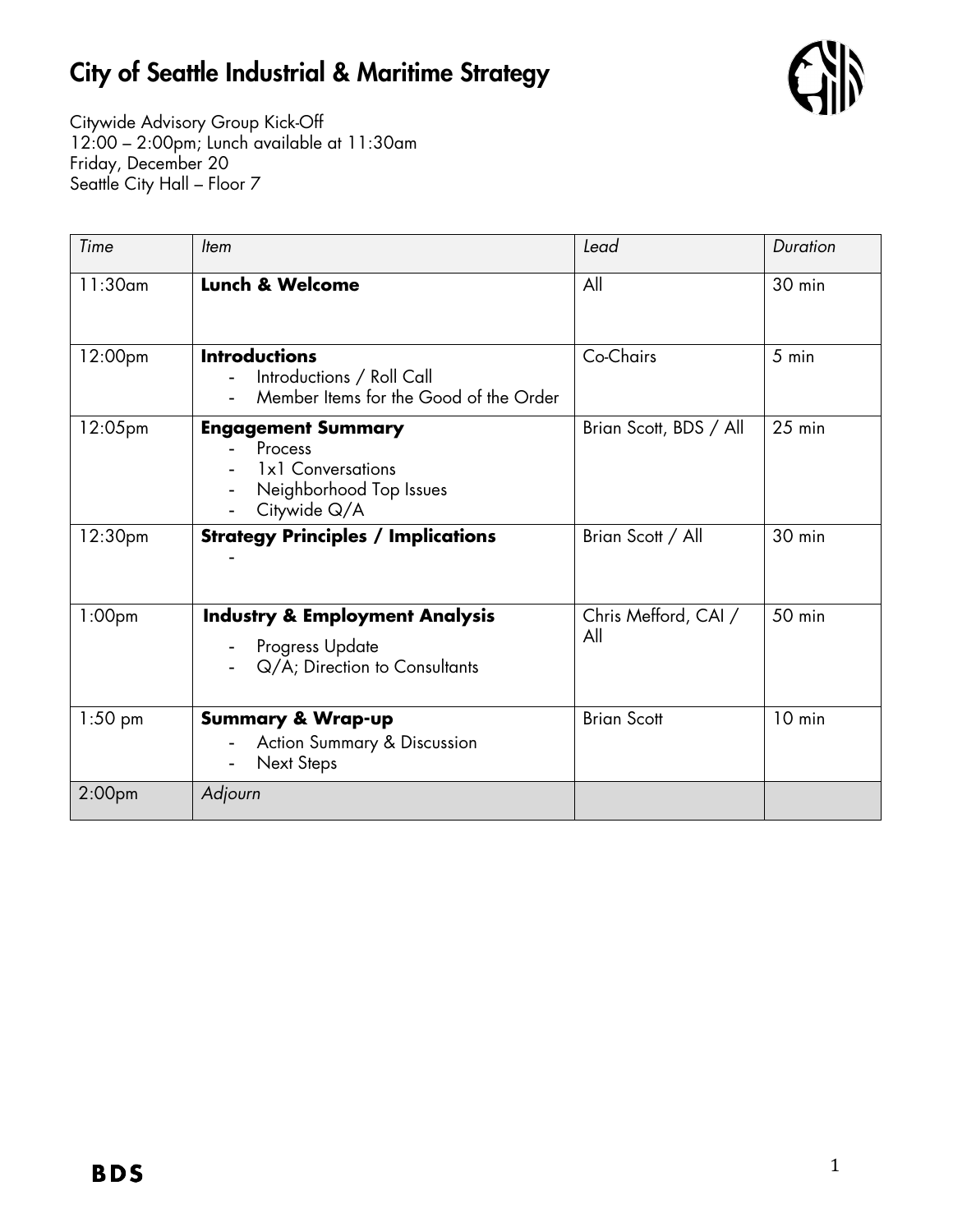# City of Seattle Industrial & Maritime Strategy

Citywide Advisory Group Kick-Off
12:00 – 2:00pm; Lunch available at 11:30am
Friday, December 20
Seattle City Hall – Floor 7

| *Time* | *Item* | *Lead* | *Duration* |
|---|---|---|---|
| 11:30am | **Lunch & Welcome** | All | 30 min |
| 12:00pm | **Introductions**<br>- Introductions / Roll Call<br>- Member Items for the Good of the Order | Co-Chairs | 5 min |
| 12:05pm | **Engagement Summary**<br>- Process<br>- 1x1 Conversations<br>- Neighborhood Top Issues<br>- Citywide Q/A | Brian Scott, BDS / All | 25 min |
| 12:30pm | **Strategy Principles / Implications**<br>- | Brian Scott / All | 30 min |
| 1:00pm | **Industry & Employment Analysis**<br>- Progress Update<br>- Q/A; Direction to Consultants | Chris Mefford, CAI / All | 50 min |
| 1:50 pm | **Summary & Wrap-up**<br>- Action Summary & Discussion<br>- Next Steps | Brian Scott | 10 min |
| 2:00pm | *Adjourn* | | |

**BDS**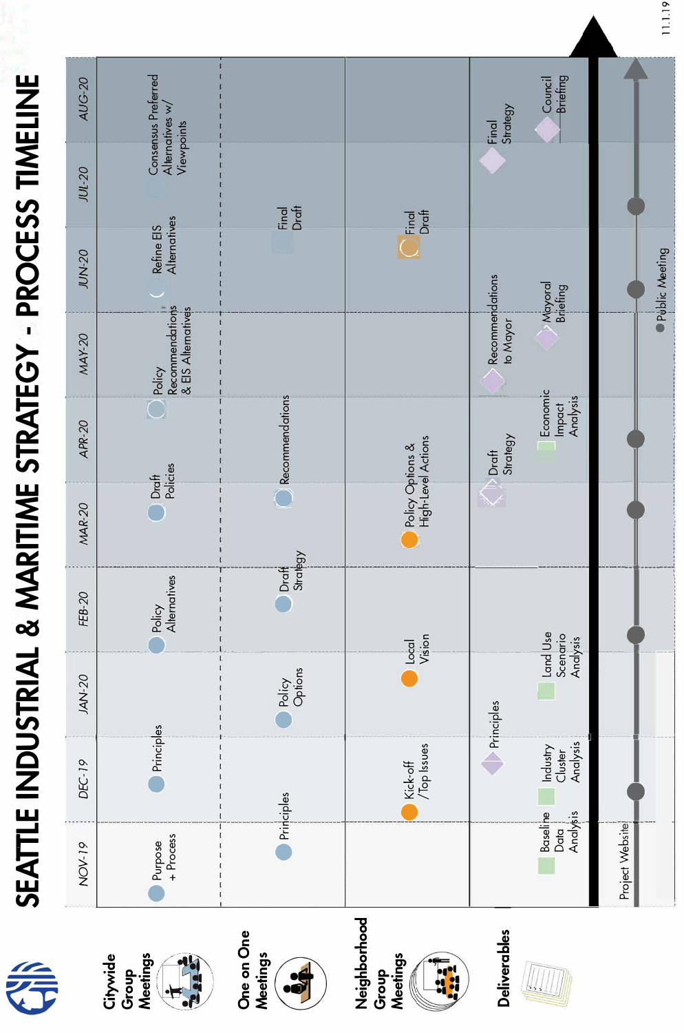# SEATTLE INDUSTRIAL & MARITIME STRATEGY - PROCESS TIMELINE

11.1.19

| | NOV-19 | DEC-19 | JAN-20 | FEB-20 | MAR-20 | APR-20 | MAY-20 | JUN-20 | JUL-20 | AUG-20 |
|---|---|---|---|---|---|---|---|---|---|---|
| **Citywide Group Meetings** | Purpose + Process | Principles | | Policy Alternatives | Draft Policies | | Policy Recommendations & EIS Alternatives | Refine EIS Alternatives | | Consensus Preferred Alternatives w/ Viewpoints |
| **One on One Meetings** | Principles | | Policy Options | Draft Strategy | Recommendations | | | Final Draft | | |
| **Neighborhood Group Meetings** | | Kick-off /Top Issues | Local Vision | | Policy Options & High-Level Actions | | | Final Draft | | |
| **Deliverables** | Baseline Data Analysis | Principles; Industry Cluster Analysis | Land Use Scenario Analysis | | Draft Strategy | Economic Impact Analysis | Recommendations to Mayor; Mayoral Briefing | | Final Strategy | Council Briefing |

Project Website

● Public Meeting